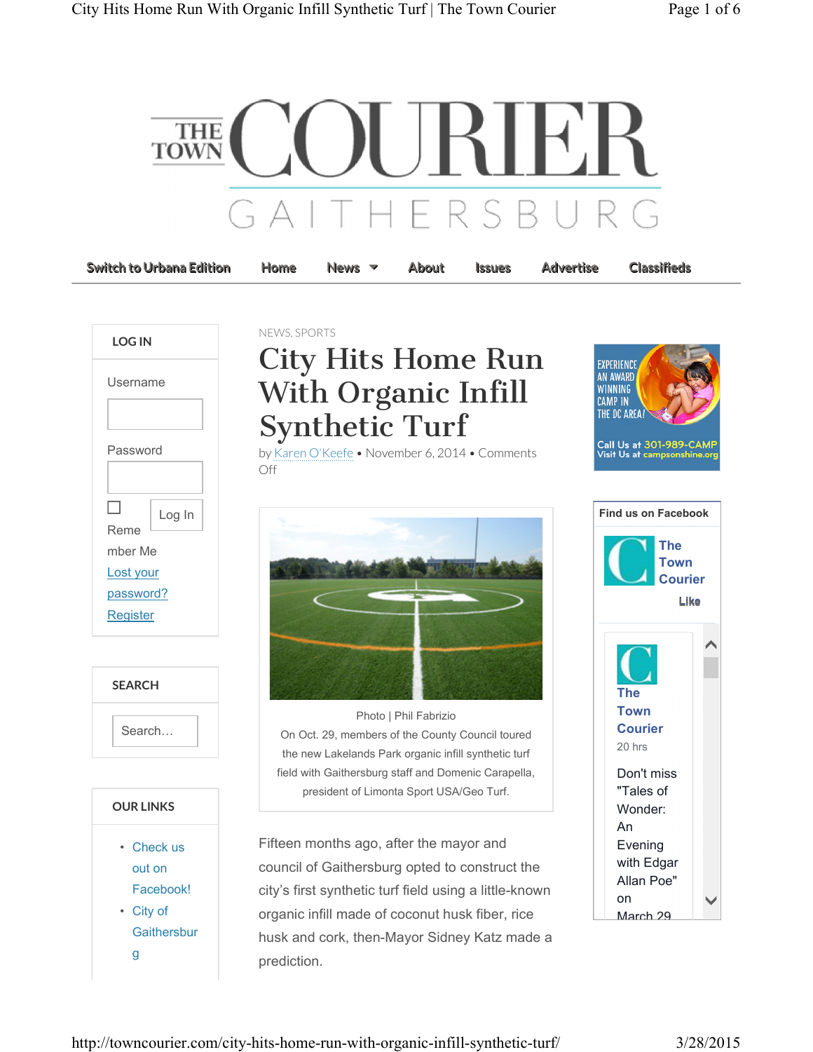# THE TOWN COURIER

GAITHERSBURG

Switch to Urbana Edition | Home | News | About | Issues | Advertise | Classifieds

**LOG IN**

Username

Password

Remember Me | Log In

Lost your password?

Register

**SEARCH**

Search…

**OUR LINKS**

- Check us out on Facebook!
- City of Gaithersburg

NEWS, SPORTS

# City Hits Home Run With Organic Infill Synthetic Turf

by Karen O'Keefe • November 6, 2014 • Comments Off

Photo | Phil Fabrizio

On Oct. 29, members of the County Council toured the new Lakelands Park organic infill synthetic turf field with Gaithersburg staff and Domenic Carapella, president of Limonta Sport USA/Geo Turf.

Fifteen months ago, after the mayor and council of Gaithersburg opted to construct the city's first synthetic turf field using a little-known organic infill made of coconut husk fiber, rice husk and cork, then-Mayor Sidney Katz made a prediction.

EXPERIENCE AN AWARD WINNING CAMP IN THE DC AREA! Call Us at 301-989-CAMP Visit Us at campsonshine.org

**Find us on Facebook**

The Town Courier

Like

The Town Courier

20 hrs

Don't miss "Tales of Wonder: An Evening with Edgar Allan Poe" on March 29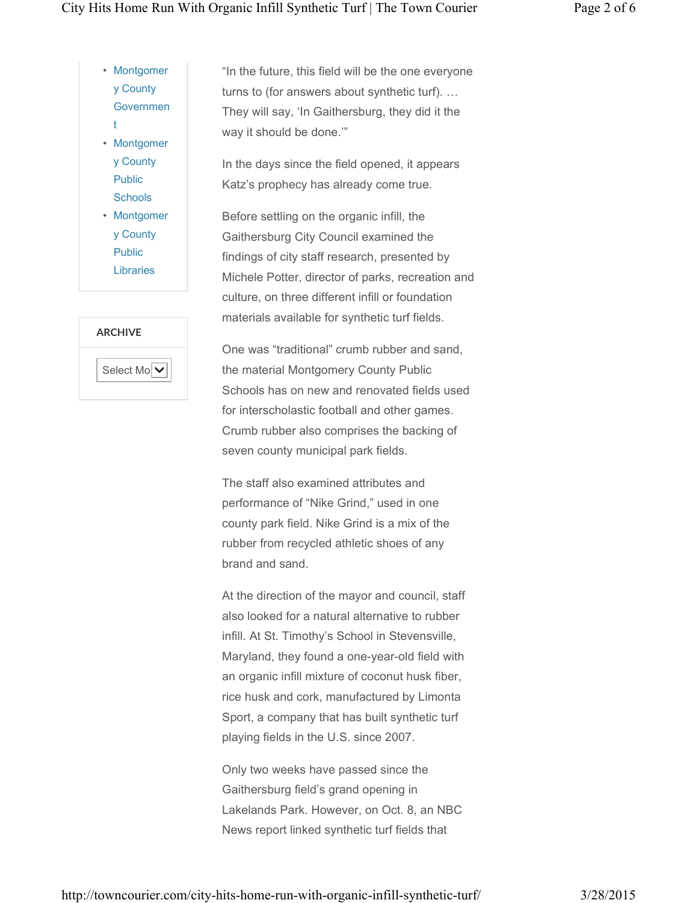- Montgomery County Government
- Montgomery County Public Schools
- Montgomery County Public Libraries

ARCHIVE

Select Mo

"In the future, this field will be the one everyone turns to (for answers about synthetic turf). … They will say, 'In Gaithersburg, they did it the way it should be done.'"

In the days since the field opened, it appears Katz's prophecy has already come true.

Before settling on the organic infill, the Gaithersburg City Council examined the findings of city staff research, presented by Michele Potter, director of parks, recreation and culture, on three different infill or foundation materials available for synthetic turf fields.

One was "traditional" crumb rubber and sand, the material Montgomery County Public Schools has on new and renovated fields used for interscholastic football and other games. Crumb rubber also comprises the backing of seven county municipal park fields.

The staff also examined attributes and performance of "Nike Grind," used in one county park field. Nike Grind is a mix of the rubber from recycled athletic shoes of any brand and sand.

At the direction of the mayor and council, staff also looked for a natural alternative to rubber infill. At St. Timothy's School in Stevensville, Maryland, they found a one-year-old field with an organic infill mixture of coconut husk fiber, rice husk and cork, manufactured by Limonta Sport, a company that has built synthetic turf playing fields in the U.S. since 2007.

Only two weeks have passed since the Gaithersburg field's grand opening in Lakelands Park. However, on Oct. 8, an NBC News report linked synthetic turf fields that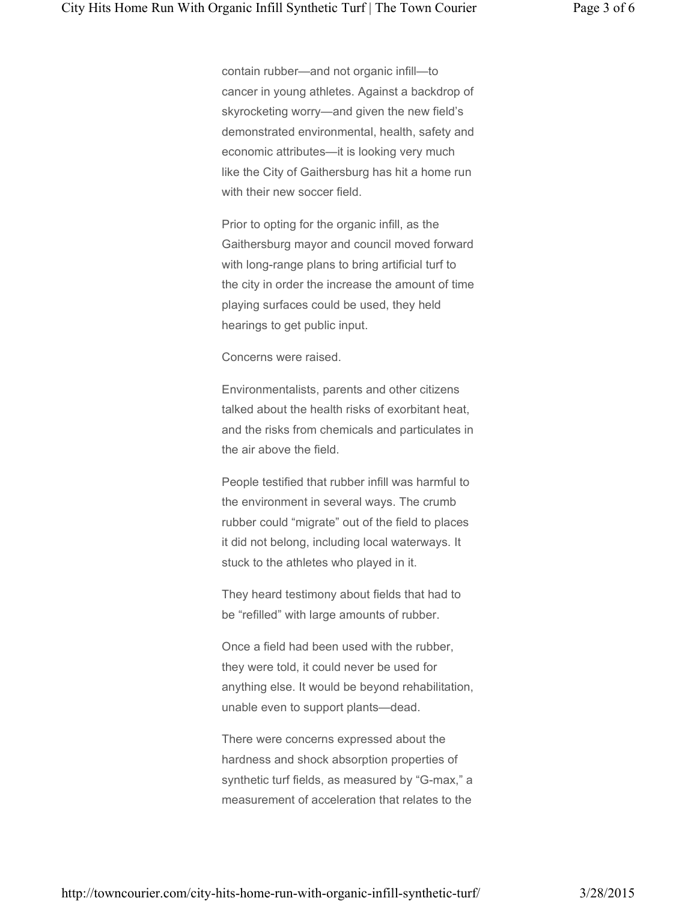contain rubber—and not organic infill—to cancer in young athletes. Against a backdrop of skyrocketing worry—and given the new field's demonstrated environmental, health, safety and economic attributes—it is looking very much like the City of Gaithersburg has hit a home run with their new soccer field.

Prior to opting for the organic infill, as the Gaithersburg mayor and council moved forward with long-range plans to bring artificial turf to the city in order the increase the amount of time playing surfaces could be used, they held hearings to get public input.

Concerns were raised.

Environmentalists, parents and other citizens talked about the health risks of exorbitant heat, and the risks from chemicals and particulates in the air above the field.

People testified that rubber infill was harmful to the environment in several ways. The crumb rubber could "migrate" out of the field to places it did not belong, including local waterways. It stuck to the athletes who played in it.

They heard testimony about fields that had to be "refilled" with large amounts of rubber.

Once a field had been used with the rubber, they were told, it could never be used for anything else. It would be beyond rehabilitation, unable even to support plants—dead.

There were concerns expressed about the hardness and shock absorption properties of synthetic turf fields, as measured by "G-max," a measurement of acceleration that relates to the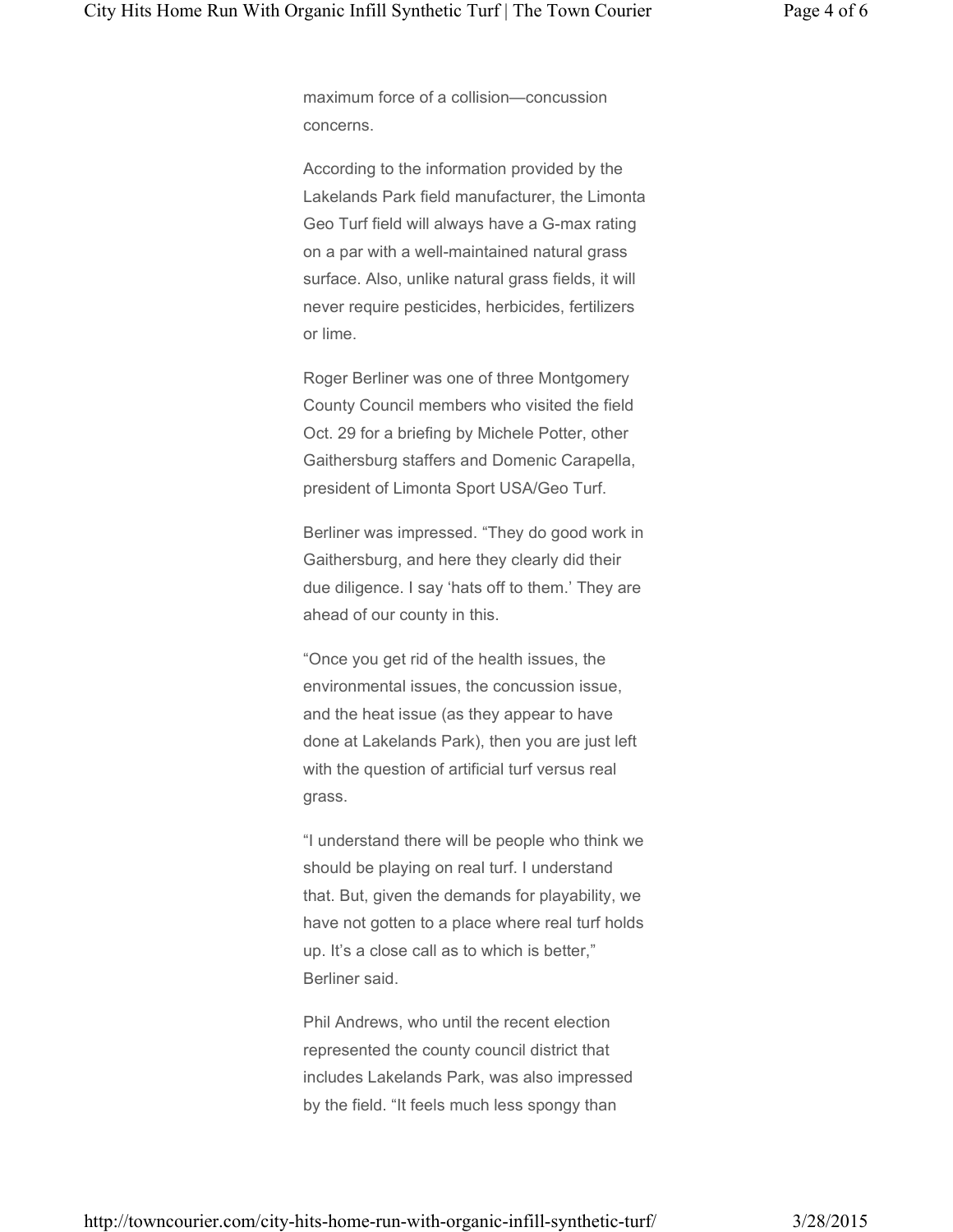maximum force of a collision—concussion concerns.

According to the information provided by the Lakelands Park field manufacturer, the Limonta Geo Turf field will always have a G-max rating on a par with a well-maintained natural grass surface. Also, unlike natural grass fields, it will never require pesticides, herbicides, fertilizers or lime.

Roger Berliner was one of three Montgomery County Council members who visited the field Oct. 29 for a briefing by Michele Potter, other Gaithersburg staffers and Domenic Carapella, president of Limonta Sport USA/Geo Turf.

Berliner was impressed. "They do good work in Gaithersburg, and here they clearly did their due diligence. I say 'hats off to them.' They are ahead of our county in this.

"Once you get rid of the health issues, the environmental issues, the concussion issue, and the heat issue (as they appear to have done at Lakelands Park), then you are just left with the question of artificial turf versus real grass.

"I understand there will be people who think we should be playing on real turf. I understand that. But, given the demands for playability, we have not gotten to a place where real turf holds up. It's a close call as to which is better," Berliner said.

Phil Andrews, who until the recent election represented the county council district that includes Lakelands Park, was also impressed by the field. "It feels much less spongy than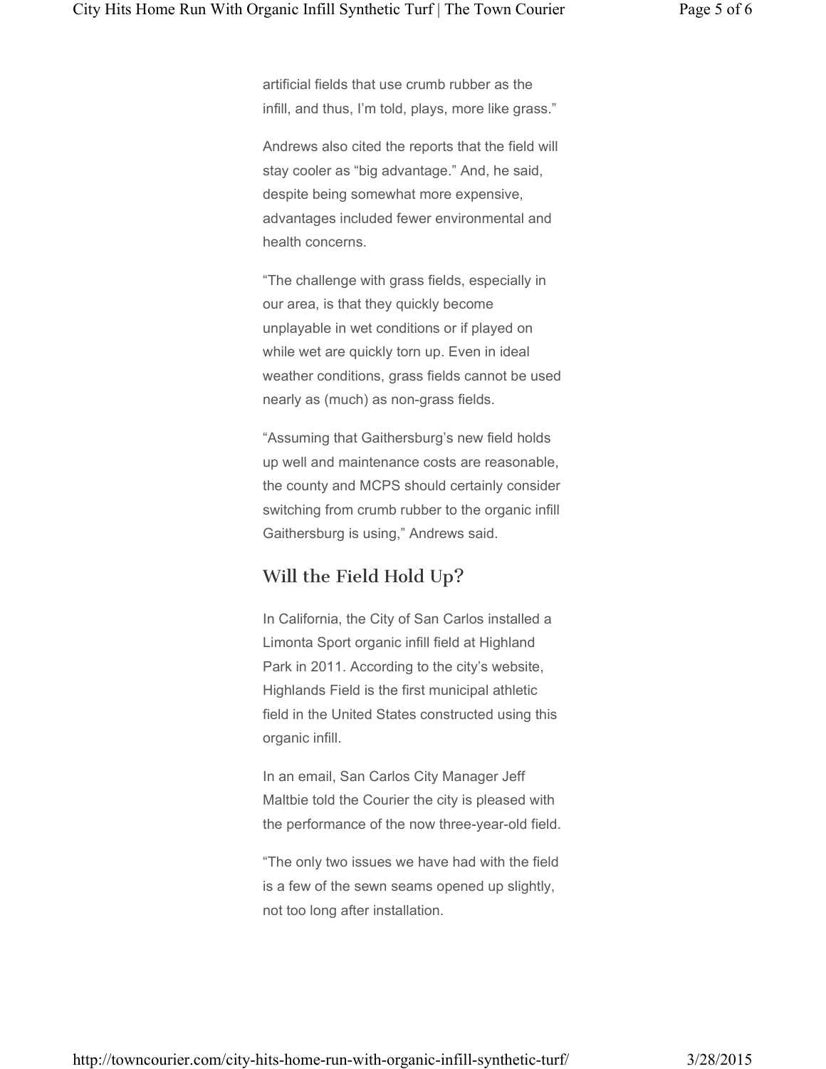artificial fields that use crumb rubber as the infill, and thus, I'm told, plays, more like grass."

Andrews also cited the reports that the field will stay cooler as "big advantage." And, he said, despite being somewhat more expensive, advantages included fewer environmental and health concerns.

"The challenge with grass fields, especially in our area, is that they quickly become unplayable in wet conditions or if played on while wet are quickly torn up. Even in ideal weather conditions, grass fields cannot be used nearly as (much) as non-grass fields.

"Assuming that Gaithersburg's new field holds up well and maintenance costs are reasonable, the county and MCPS should certainly consider switching from crumb rubber to the organic infill Gaithersburg is using," Andrews said.

## Will the Field Hold Up?

In California, the City of San Carlos installed a Limonta Sport organic infill field at Highland Park in 2011. According to the city's website, Highlands Field is the first municipal athletic field in the United States constructed using this organic infill.

In an email, San Carlos City Manager Jeff Maltbie told the Courier the city is pleased with the performance of the now three-year-old field.

"The only two issues we have had with the field is a few of the sewn seams opened up slightly, not too long after installation.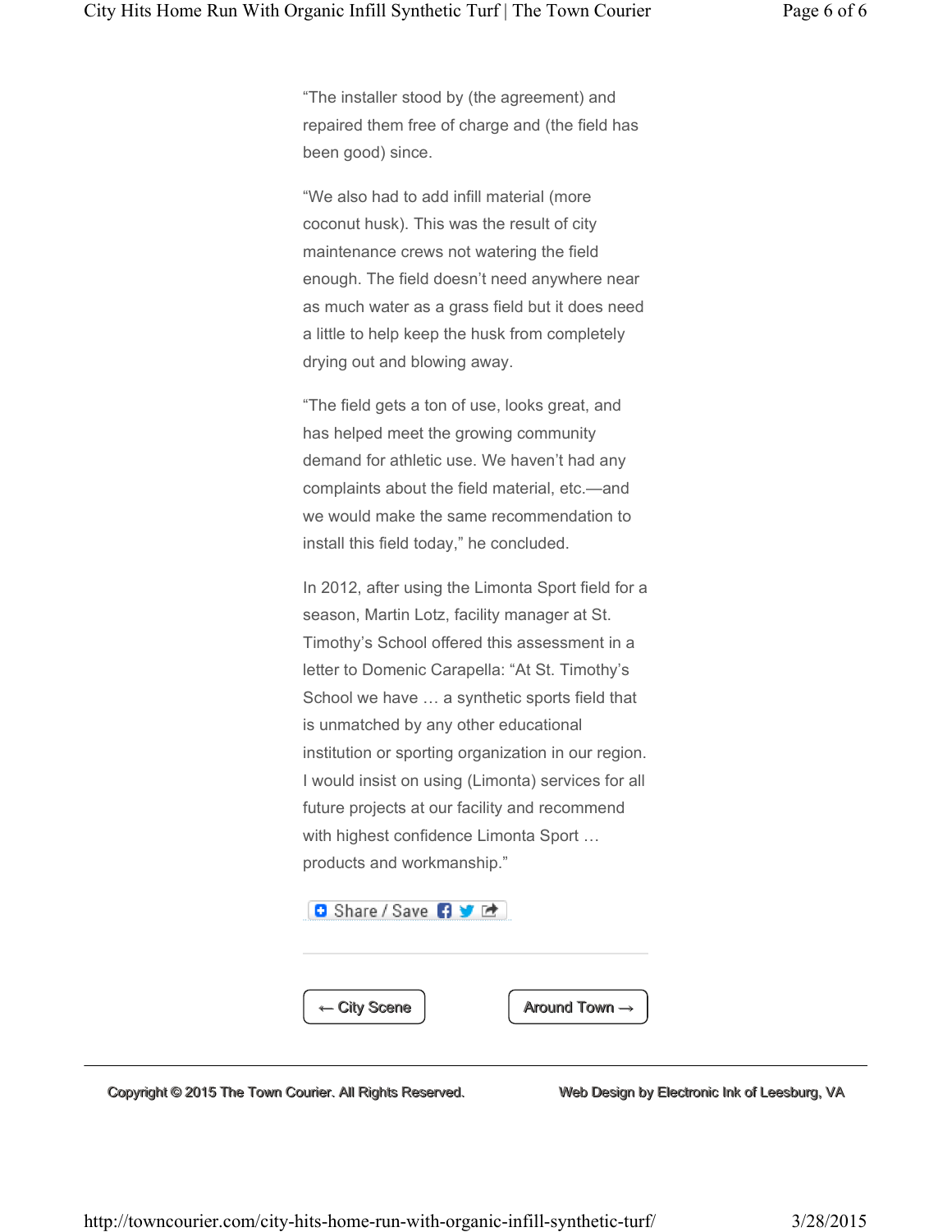"The installer stood by (the agreement) and repaired them free of charge and (the field has been good) since.

"We also had to add infill material (more coconut husk). This was the result of city maintenance crews not watering the field enough. The field doesn't need anywhere near as much water as a grass field but it does need a little to help keep the husk from completely drying out and blowing away.

"The field gets a ton of use, looks great, and has helped meet the growing community demand for athletic use. We haven't had any complaints about the field material, etc.—and we would make the same recommendation to install this field today," he concluded.

In 2012, after using the Limonta Sport field for a season, Martin Lotz, facility manager at St. Timothy's School offered this assessment in a letter to Domenic Carapella: "At St. Timothy's School we have … a synthetic sports field that is unmatched by any other educational institution or sporting organization in our region. I would insist on using (Limonta) services for all future projects at our facility and recommend with highest confidence Limonta Sport … products and workmanship."

Share / Save

← City Scene

Around Town →

Copyright © 2015 The Town Courier. All Rights Reserved.

Web Design by Electronic Ink of Leesburg, VA